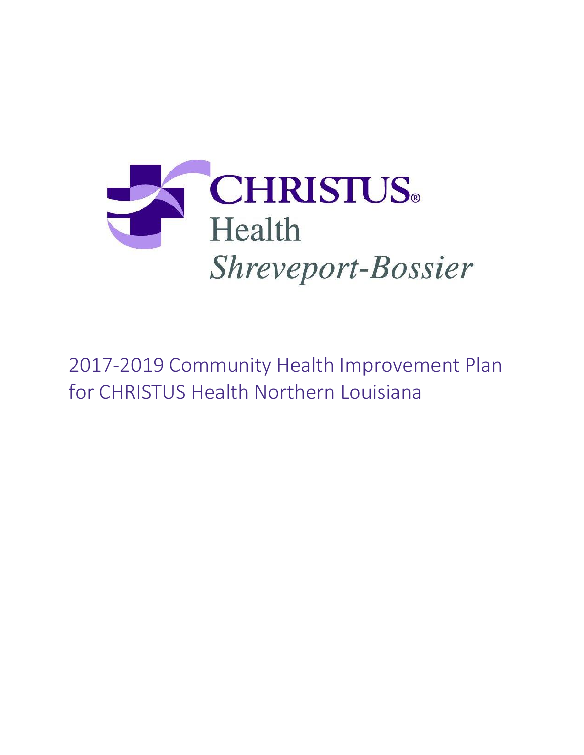CHRISTUS®
Health
*Shreveport-Bossier*

# 2017-2019 Community Health Improvement Plan for CHRISTUS Health Northern Louisiana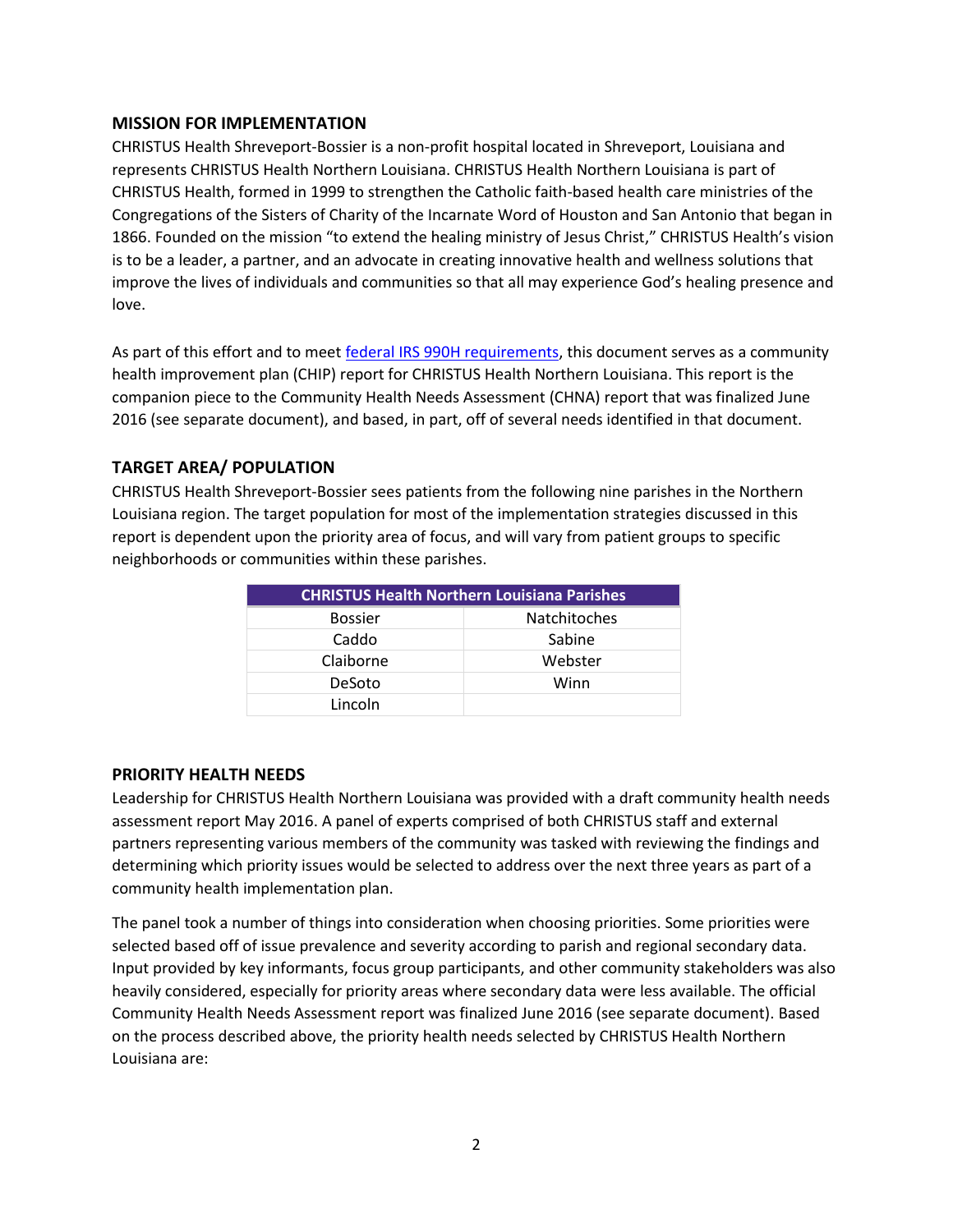## MISSION FOR IMPLEMENTATION

CHRISTUS Health Shreveport-Bossier is a non-profit hospital located in Shreveport, Louisiana and represents CHRISTUS Health Northern Louisiana. CHRISTUS Health Northern Louisiana is part of CHRISTUS Health, formed in 1999 to strengthen the Catholic faith-based health care ministries of the Congregations of the Sisters of Charity of the Incarnate Word of Houston and San Antonio that began in 1866. Founded on the mission "to extend the healing ministry of Jesus Christ," CHRISTUS Health's vision is to be a leader, a partner, and an advocate in creating innovative health and wellness solutions that improve the lives of individuals and communities so that all may experience God's healing presence and love.

As part of this effort and to meet federal IRS 990H requirements, this document serves as a community health improvement plan (CHIP) report for CHRISTUS Health Northern Louisiana. This report is the companion piece to the Community Health Needs Assessment (CHNA) report that was finalized June 2016 (see separate document), and based, in part, off of several needs identified in that document.

## TARGET AREA/ POPULATION

CHRISTUS Health Shreveport-Bossier sees patients from the following nine parishes in the Northern Louisiana region. The target population for most of the implementation strategies discussed in this report is dependent upon the priority area of focus, and will vary from patient groups to specific neighborhoods or communities within these parishes.

| CHRISTUS Health Northern Louisiana Parishes | |
|---|---|
| Bossier | Natchitoches |
| Caddo | Sabine |
| Claiborne | Webster |
| DeSoto | Winn |
| Lincoln | |

## PRIORITY HEALTH NEEDS

Leadership for CHRISTUS Health Northern Louisiana was provided with a draft community health needs assessment report May 2016. A panel of experts comprised of both CHRISTUS staff and external partners representing various members of the community was tasked with reviewing the findings and determining which priority issues would be selected to address over the next three years as part of a community health implementation plan.

The panel took a number of things into consideration when choosing priorities. Some priorities were selected based off of issue prevalence and severity according to parish and regional secondary data. Input provided by key informants, focus group participants, and other community stakeholders was also heavily considered, especially for priority areas where secondary data were less available. The official Community Health Needs Assessment report was finalized June 2016 (see separate document). Based on the process described above, the priority health needs selected by CHRISTUS Health Northern Louisiana are: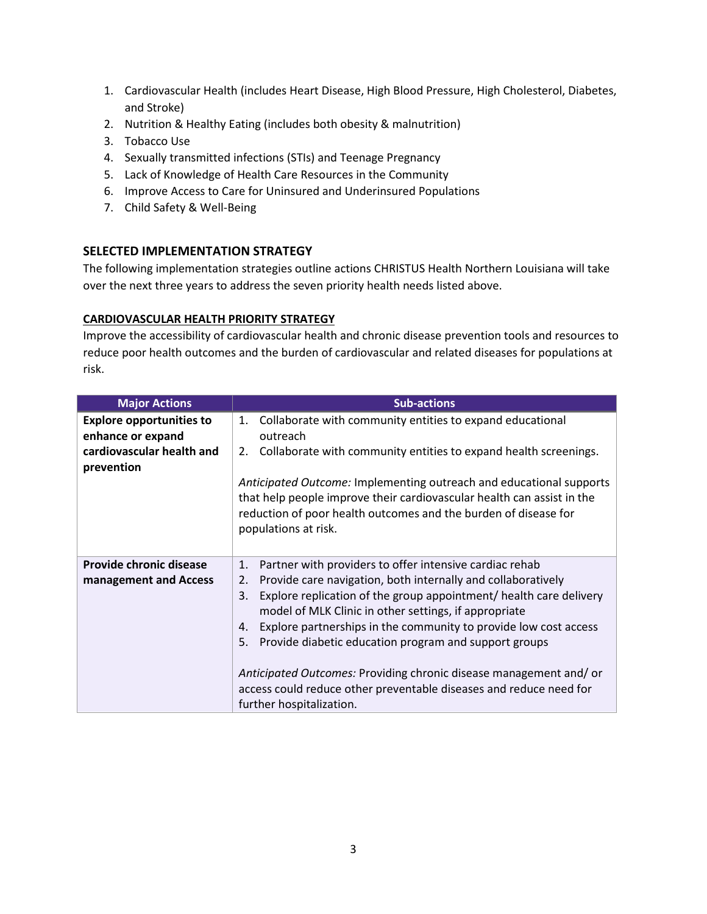1. Cardiovascular Health (includes Heart Disease, High Blood Pressure, High Cholesterol, Diabetes, and Stroke)
2. Nutrition & Healthy Eating (includes both obesity & malnutrition)
3. Tobacco Use
4. Sexually transmitted infections (STIs) and Teenage Pregnancy
5. Lack of Knowledge of Health Care Resources in the Community
6. Improve Access to Care for Uninsured and Underinsured Populations
7. Child Safety & Well-Being

## SELECTED IMPLEMENTATION STRATEGY

The following implementation strategies outline actions CHRISTUS Health Northern Louisiana will take over the next three years to address the seven priority health needs listed above.

### CARDIOVASCULAR HEALTH PRIORITY STRATEGY

Improve the accessibility of cardiovascular health and chronic disease prevention tools and resources to reduce poor health outcomes and the burden of cardiovascular and related diseases for populations at risk.

| Major Actions | Sub-actions |
| --- | --- |
| **Explore opportunities to enhance or expand cardiovascular health and prevention** | 1. Collaborate with community entities to expand educational outreach<br>2. Collaborate with community entities to expand health screenings.<br><br>*Anticipated Outcome:* Implementing outreach and educational supports that help people improve their cardiovascular health can assist in the reduction of poor health outcomes and the burden of disease for populations at risk. |
| **Provide chronic disease management and Access** | 1. Partner with providers to offer intensive cardiac rehab<br>2. Provide care navigation, both internally and collaboratively<br>3. Explore replication of the group appointment/ health care delivery model of MLK Clinic in other settings, if appropriate<br>4. Explore partnerships in the community to provide low cost access<br>5. Provide diabetic education program and support groups<br><br>*Anticipated Outcomes:* Providing chronic disease management and/ or access could reduce other preventable diseases and reduce need for further hospitalization. |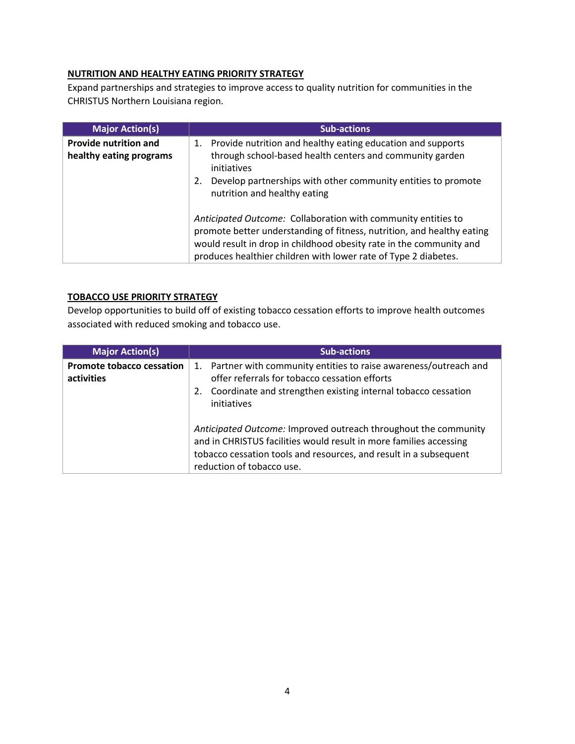#### NUTRITION AND HEALTHY EATING PRIORITY STRATEGY

Expand partnerships and strategies to improve access to quality nutrition for communities in the CHRISTUS Northern Louisiana region.

| Major Action(s) | Sub-actions |
|---|---|
| **Provide nutrition and healthy eating programs** | 1. Provide nutrition and healthy eating education and supports through school-based health centers and community garden initiatives<br>2. Develop partnerships with other community entities to promote nutrition and healthy eating<br><br>*Anticipated Outcome:* Collaboration with community entities to promote better understanding of fitness, nutrition, and healthy eating would result in drop in childhood obesity rate in the community and produces healthier children with lower rate of Type 2 diabetes. |

#### TOBACCO USE PRIORITY STRATEGY

Develop opportunities to build off of existing tobacco cessation efforts to improve health outcomes associated with reduced smoking and tobacco use.

| Major Action(s) | Sub-actions |
|---|---|
| **Promote tobacco cessation activities** | 1. Partner with community entities to raise awareness/outreach and offer referrals for tobacco cessation efforts<br>2. Coordinate and strengthen existing internal tobacco cessation initiatives<br><br>*Anticipated Outcome:* Improved outreach throughout the community and in CHRISTUS facilities would result in more families accessing tobacco cessation tools and resources, and result in a subsequent reduction of tobacco use. |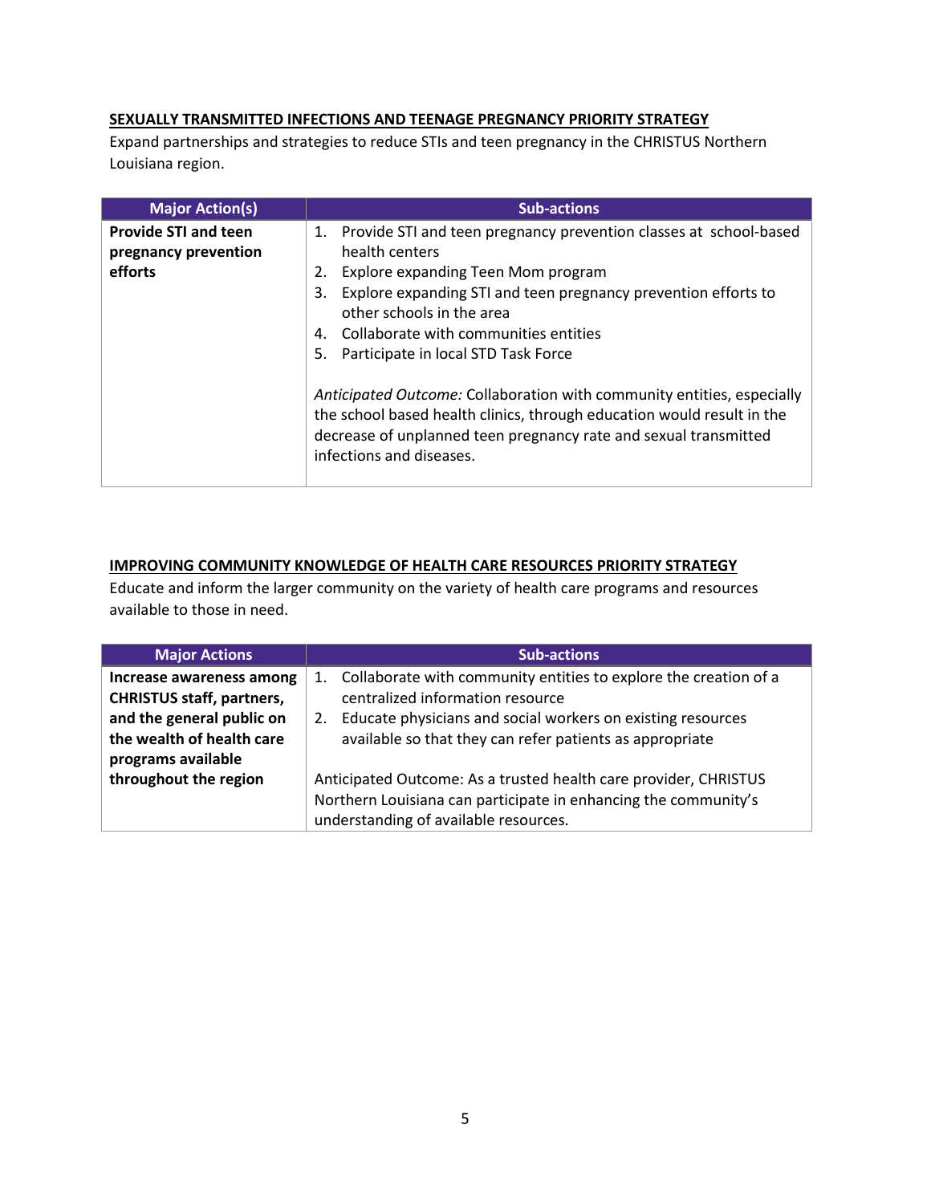## SEXUALLY TRANSMITTED INFECTIONS AND TEENAGE PREGNANCY PRIORITY STRATEGY

Expand partnerships and strategies to reduce STIs and teen pregnancy in the CHRISTUS Northern Louisiana region.

| Major Action(s) | Sub-actions |
|---|---|
| **Provide STI and teen pregnancy prevention efforts** | 1. Provide STI and teen pregnancy prevention classes at school-based health centers<br>2. Explore expanding Teen Mom program<br>3. Explore expanding STI and teen pregnancy prevention efforts to other schools in the area<br>4. Collaborate with communities entities<br>5. Participate in local STD Task Force<br><br>*Anticipated Outcome:* Collaboration with community entities, especially the school based health clinics, through education would result in the decrease of unplanned teen pregnancy rate and sexual transmitted infections and diseases. |

## IMPROVING COMMUNITY KNOWLEDGE OF HEALTH CARE RESOURCES PRIORITY STRATEGY

Educate and inform the larger community on the variety of health care programs and resources available to those in need.

| Major Actions | Sub-actions |
|---|---|
| **Increase awareness among CHRISTUS staff, partners, and the general public on the wealth of health care programs available throughout the region** | 1. Collaborate with community entities to explore the creation of a centralized information resource<br>2. Educate physicians and social workers on existing resources available so that they can refer patients as appropriate<br><br>Anticipated Outcome: As a trusted health care provider, CHRISTUS Northern Louisiana can participate in enhancing the community's understanding of available resources. |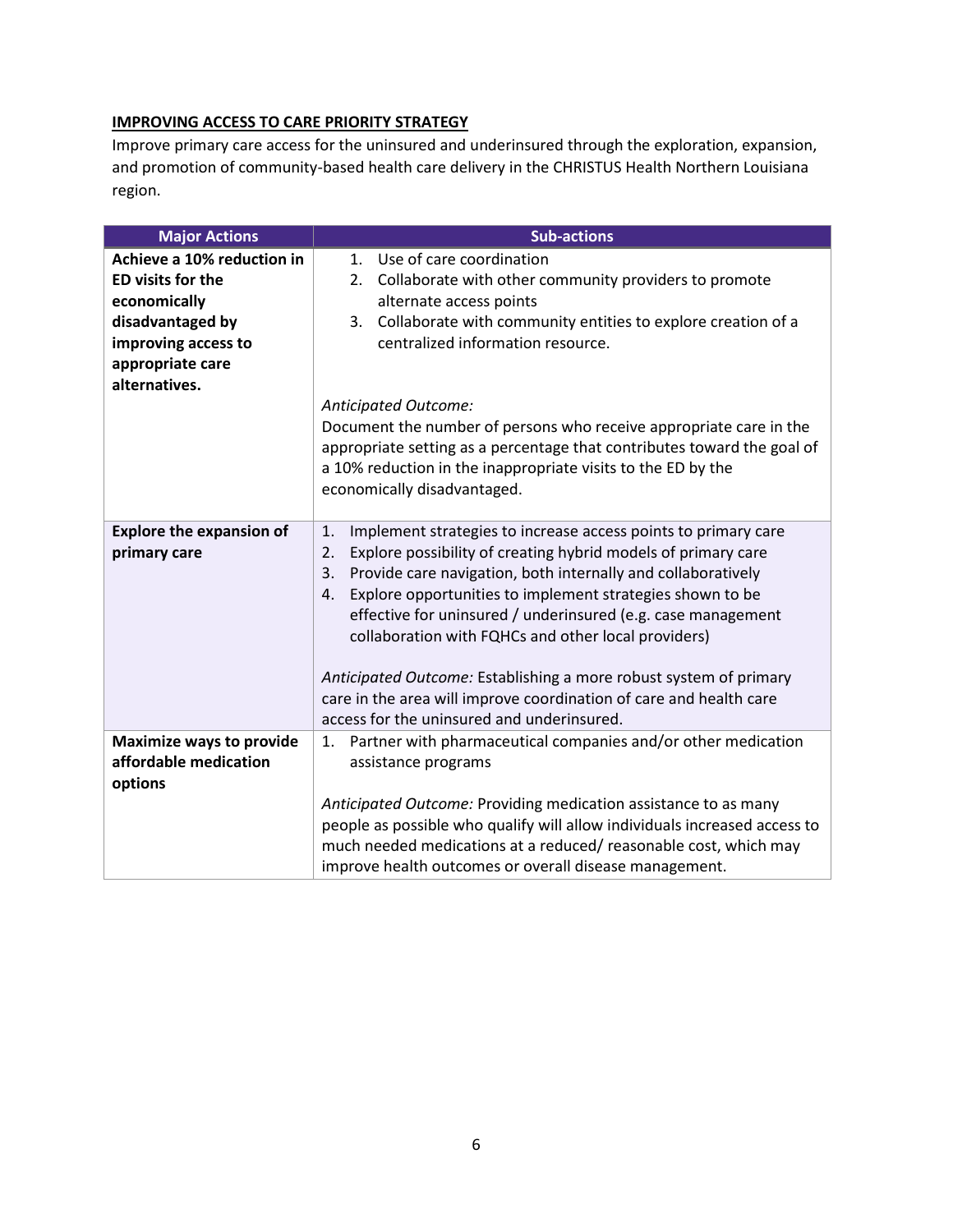**IMPROVING ACCESS TO CARE PRIORITY STRATEGY**

Improve primary care access for the uninsured and underinsured through the exploration, expansion, and promotion of community-based health care delivery in the CHRISTUS Health Northern Louisiana region.

| Major Actions | Sub-actions |
| --- | --- |
| **Achieve a 10% reduction in ED visits for the economically disadvantaged by improving access to appropriate care alternatives.** | 1. Use of care coordination<br>2. Collaborate with other community providers to promote alternate access points<br>3. Collaborate with community entities to explore creation of a centralized information resource.<br><br>*Anticipated Outcome:*<br>Document the number of persons who receive appropriate care in the appropriate setting as a percentage that contributes toward the goal of a 10% reduction in the inappropriate visits to the ED by the economically disadvantaged. |
| **Explore the expansion of primary care** | 1. Implement strategies to increase access points to primary care<br>2. Explore possibility of creating hybrid models of primary care<br>3. Provide care navigation, both internally and collaboratively<br>4. Explore opportunities to implement strategies shown to be effective for uninsured / underinsured (e.g. case management collaboration with FQHCs and other local providers)<br><br>*Anticipated Outcome:* Establishing a more robust system of primary care in the area will improve coordination of care and health care access for the uninsured and underinsured. |
| **Maximize ways to provide affordable medication options** | 1. Partner with pharmaceutical companies and/or other medication assistance programs<br><br>*Anticipated Outcome:* Providing medication assistance to as many people as possible who qualify will allow individuals increased access to much needed medications at a reduced/ reasonable cost, which may improve health outcomes or overall disease management. |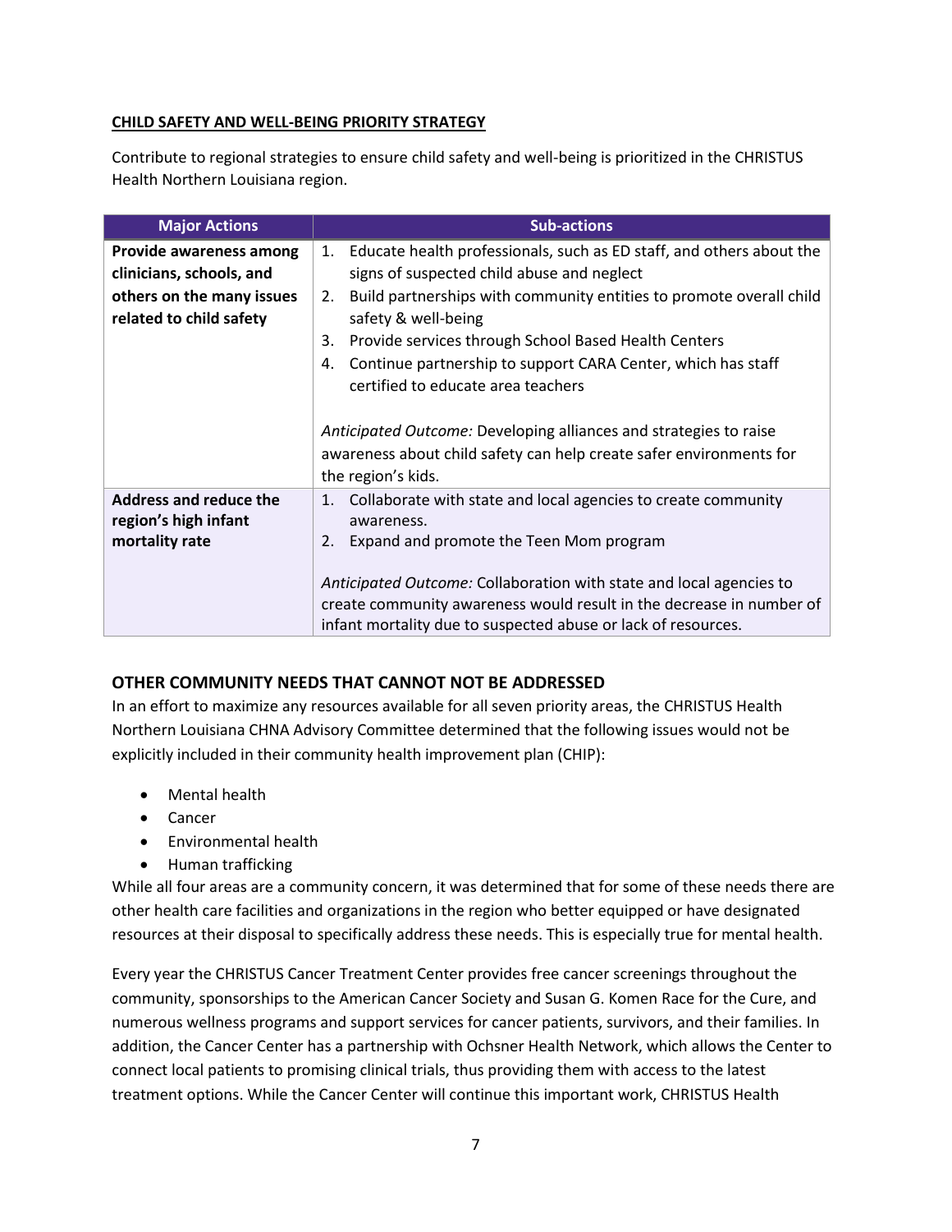## CHILD SAFETY AND WELL-BEING PRIORITY STRATEGY

Contribute to regional strategies to ensure child safety and well-being is prioritized in the CHRISTUS Health Northern Louisiana region.

| Major Actions | Sub-actions |
|---|---|
| **Provide awareness among clinicians, schools, and others on the many issues related to child safety** | 1. Educate health professionals, such as ED staff, and others about the signs of suspected child abuse and neglect<br>2. Build partnerships with community entities to promote overall child safety & well-being<br>3. Provide services through School Based Health Centers<br>4. Continue partnership to support CARA Center, which has staff certified to educate area teachers<br><br>*Anticipated Outcome:* Developing alliances and strategies to raise awareness about child safety can help create safer environments for the region's kids. |
| **Address and reduce the region's high infant mortality rate** | 1. Collaborate with state and local agencies to create community awareness.<br>2. Expand and promote the Teen Mom program<br><br>*Anticipated Outcome:* Collaboration with state and local agencies to create community awareness would result in the decrease in number of infant mortality due to suspected abuse or lack of resources. |

## OTHER COMMUNITY NEEDS THAT CANNOT NOT BE ADDRESSED

In an effort to maximize any resources available for all seven priority areas, the CHRISTUS Health Northern Louisiana CHNA Advisory Committee determined that the following issues would not be explicitly included in their community health improvement plan (CHIP):

- Mental health
- Cancer
- Environmental health
- Human trafficking

While all four areas are a community concern, it was determined that for some of these needs there are other health care facilities and organizations in the region who better equipped or have designated resources at their disposal to specifically address these needs. This is especially true for mental health.

Every year the CHRISTUS Cancer Treatment Center provides free cancer screenings throughout the community, sponsorships to the American Cancer Society and Susan G. Komen Race for the Cure, and numerous wellness programs and support services for cancer patients, survivors, and their families. In addition, the Cancer Center has a partnership with Ochsner Health Network, which allows the Center to connect local patients to promising clinical trials, thus providing them with access to the latest treatment options. While the Cancer Center will continue this important work, CHRISTUS Health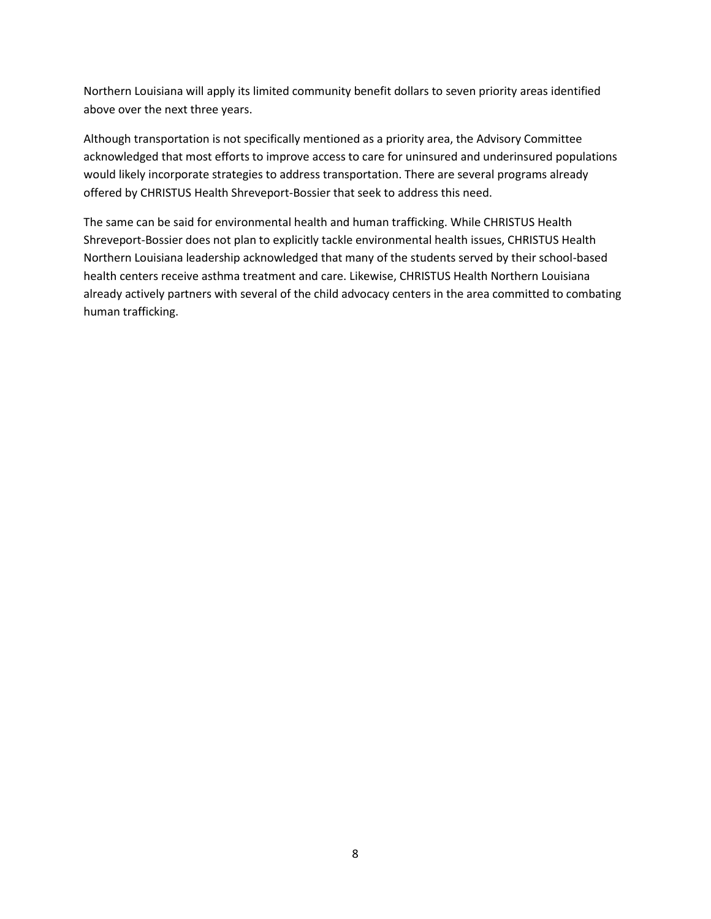Northern Louisiana will apply its limited community benefit dollars to seven priority areas identified above over the next three years.

Although transportation is not specifically mentioned as a priority area, the Advisory Committee acknowledged that most efforts to improve access to care for uninsured and underinsured populations would likely incorporate strategies to address transportation. There are several programs already offered by CHRISTUS Health Shreveport-Bossier that seek to address this need.

The same can be said for environmental health and human trafficking. While CHRISTUS Health Shreveport-Bossier does not plan to explicitly tackle environmental health issues, CHRISTUS Health Northern Louisiana leadership acknowledged that many of the students served by their school-based health centers receive asthma treatment and care. Likewise, CHRISTUS Health Northern Louisiana already actively partners with several of the child advocacy centers in the area committed to combating human trafficking.